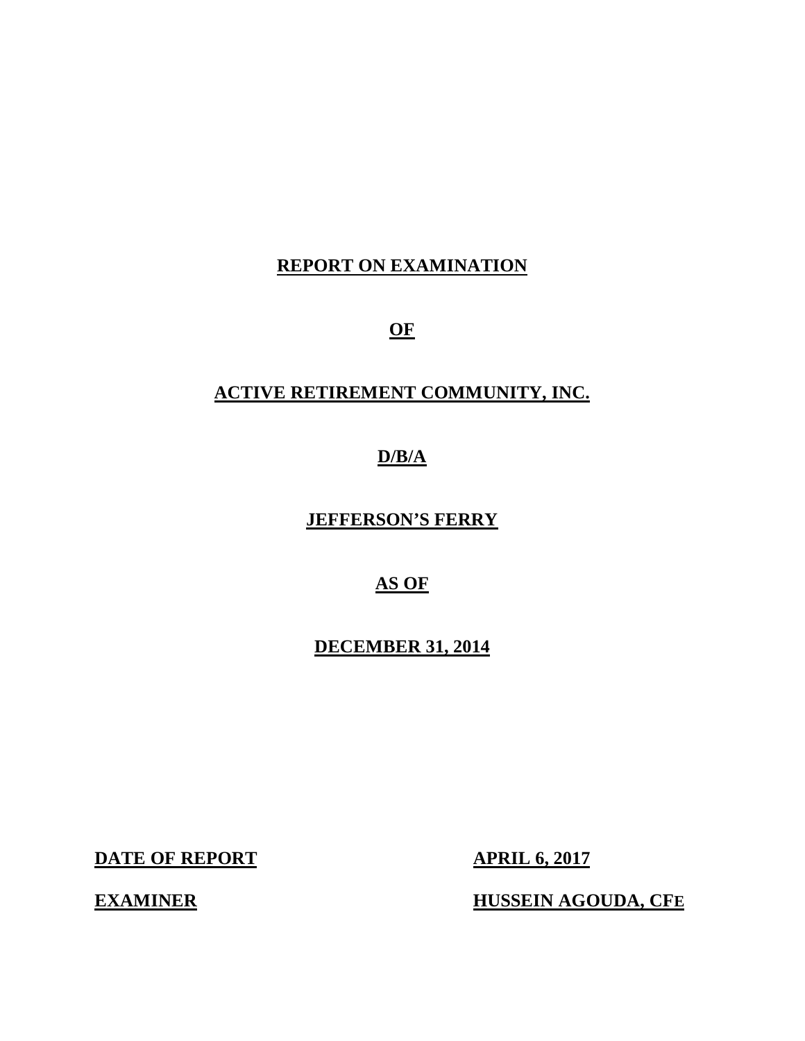# REPORT ON EXAMINATION

# OF

# ACTIVE RETIREMENT COMMUNITY, INC.

# D/B/A

# JEFFERSON'S FERRY

# AS OF

# DECEMBER 31, 2014

**DATE OF REPORT** **APRIL 6, 2017**

**EXAMINER** **HUSSEIN AGOUDA, CFE**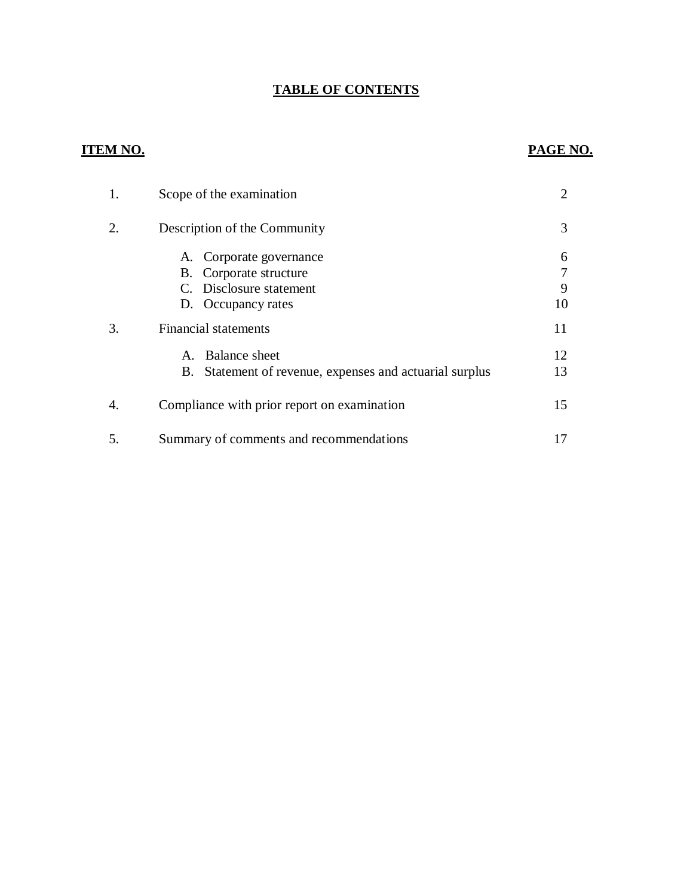# TABLE OF CONTENTS

| ITEM NO. | | PAGE NO. |
|---|---|---|
| 1. | Scope of the examination | 2 |
| 2. | Description of the Community | 3 |
| | A. Corporate governance | 6 |
| | B. Corporate structure | 7 |
| | C. Disclosure statement | 9 |
| | D. Occupancy rates | 10 |
| 3. | Financial statements | 11 |
| | A. Balance sheet | 12 |
| | B. Statement of revenue, expenses and actuarial surplus | 13 |
| 4. | Compliance with prior report on examination | 15 |
| 5. | Summary of comments and recommendations | 17 |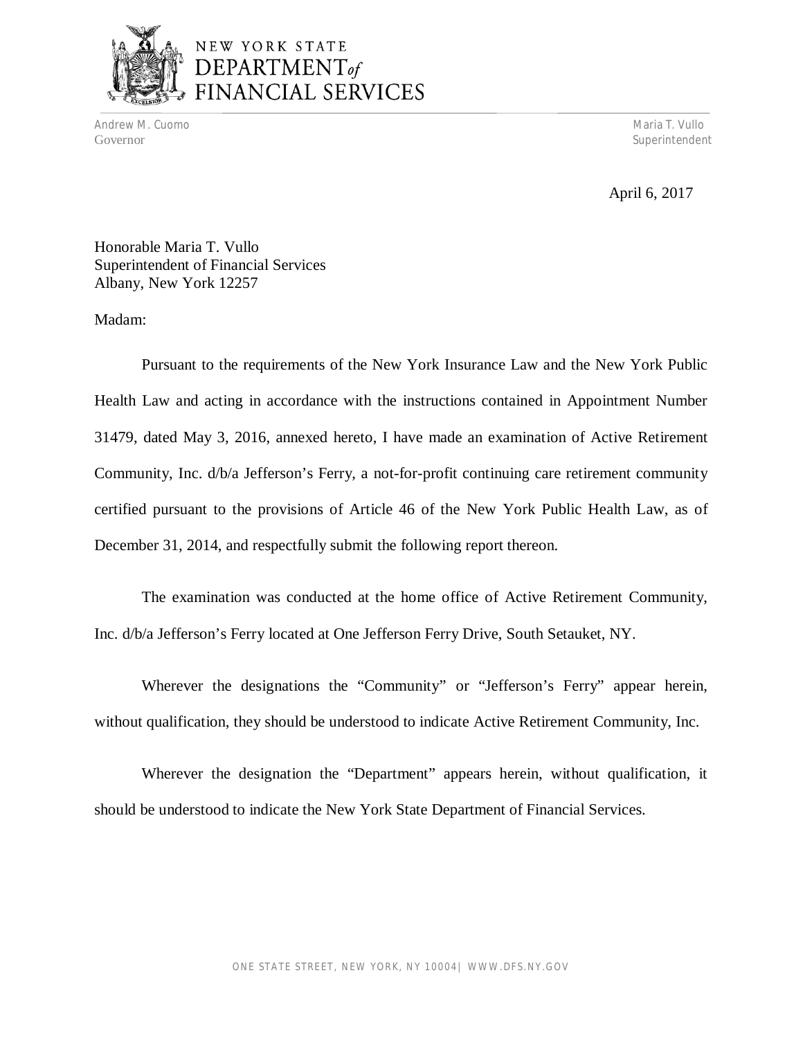NEW YORK STATE
DEPARTMENT *of*
FINANCIAL SERVICES

Andrew M. Cuomo
Governor

Maria T. Vullo
Superintendent

April 6, 2017

Honorable Maria T. Vullo
Superintendent of Financial Services
Albany, New York 12257

Madam:

Pursuant to the requirements of the New York Insurance Law and the New York Public Health Law and acting in accordance with the instructions contained in Appointment Number 31479, dated May 3, 2016, annexed hereto, I have made an examination of Active Retirement Community, Inc. d/b/a Jefferson's Ferry, a not-for-profit continuing care retirement community certified pursuant to the provisions of Article 46 of the New York Public Health Law, as of December 31, 2014, and respectfully submit the following report thereon.

The examination was conducted at the home office of Active Retirement Community, Inc. d/b/a Jefferson's Ferry located at One Jefferson Ferry Drive, South Setauket, NY.

Wherever the designations the "Community" or "Jefferson's Ferry" appear herein, without qualification, they should be understood to indicate Active Retirement Community, Inc.

Wherever the designation the "Department" appears herein, without qualification, it should be understood to indicate the New York State Department of Financial Services.

ONE STATE STREET, NEW YORK, NY 10004| WWW.DFS.NY.GOV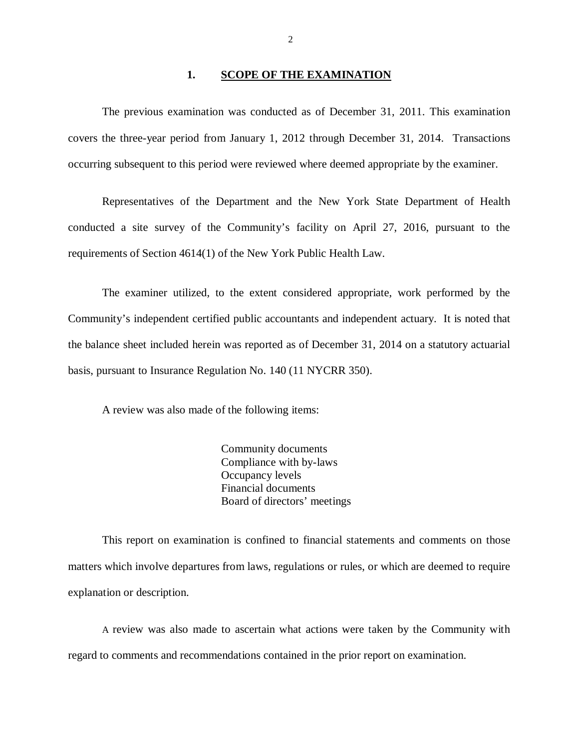## 1. SCOPE OF THE EXAMINATION

The previous examination was conducted as of December 31, 2011. This examination covers the three-year period from January 1, 2012 through December 31, 2014. Transactions occurring subsequent to this period were reviewed where deemed appropriate by the examiner.

Representatives of the Department and the New York State Department of Health conducted a site survey of the Community's facility on April 27, 2016, pursuant to the requirements of Section 4614(1) of the New York Public Health Law.

The examiner utilized, to the extent considered appropriate, work performed by the Community's independent certified public accountants and independent actuary. It is noted that the balance sheet included herein was reported as of December 31, 2014 on a statutory actuarial basis, pursuant to Insurance Regulation No. 140 (11 NYCRR 350).

A review was also made of the following items:

- Community documents
- Compliance with by-laws
- Occupancy levels
- Financial documents
- Board of directors' meetings

This report on examination is confined to financial statements and comments on those matters which involve departures from laws, regulations or rules, or which are deemed to require explanation or description.

A review was also made to ascertain what actions were taken by the Community with regard to comments and recommendations contained in the prior report on examination.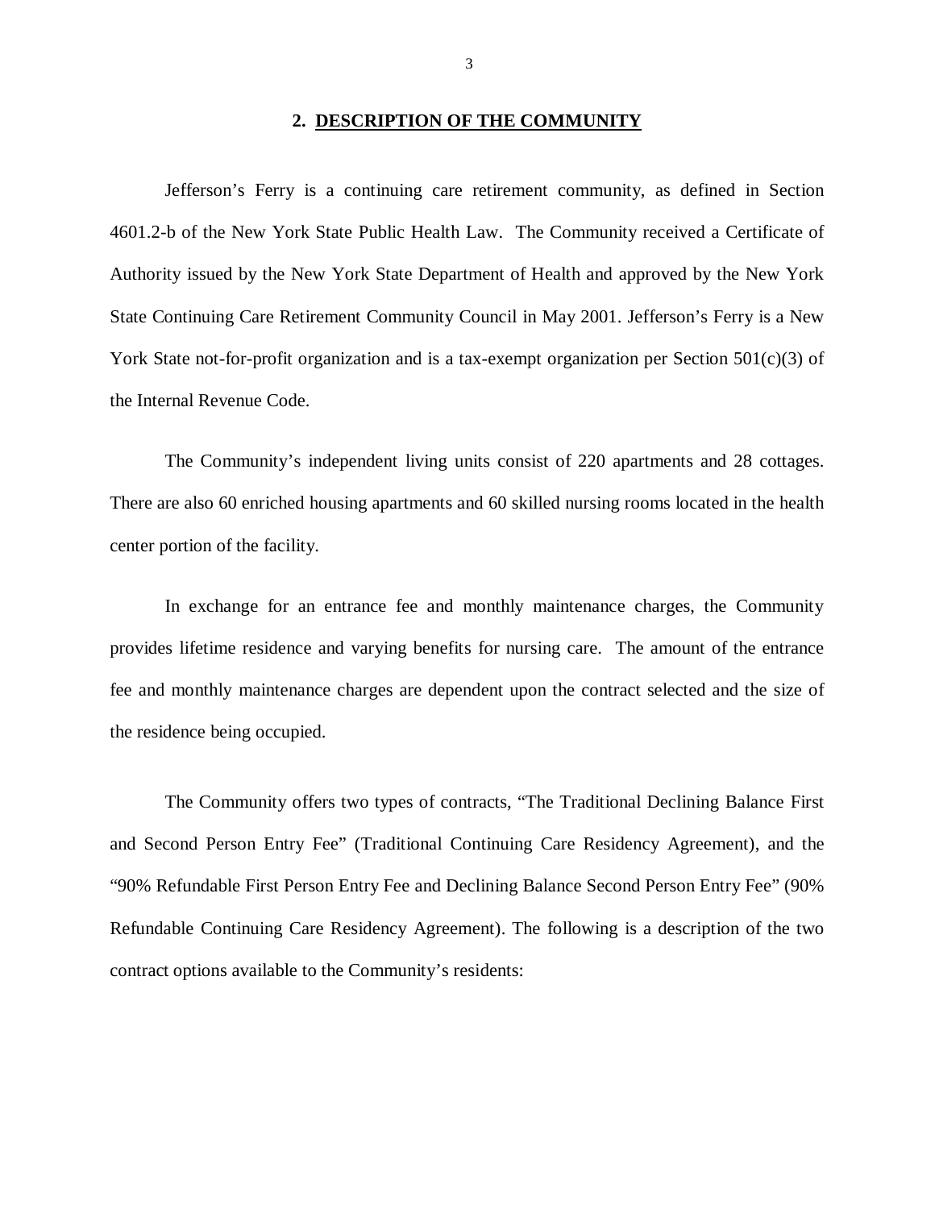## 2. DESCRIPTION OF THE COMMUNITY

Jefferson's Ferry is a continuing care retirement community, as defined in Section 4601.2-b of the New York State Public Health Law. The Community received a Certificate of Authority issued by the New York State Department of Health and approved by the New York State Continuing Care Retirement Community Council in May 2001. Jefferson's Ferry is a New York State not-for-profit organization and is a tax-exempt organization per Section 501(c)(3) of the Internal Revenue Code.

The Community's independent living units consist of 220 apartments and 28 cottages. There are also 60 enriched housing apartments and 60 skilled nursing rooms located in the health center portion of the facility.

In exchange for an entrance fee and monthly maintenance charges, the Community provides lifetime residence and varying benefits for nursing care. The amount of the entrance fee and monthly maintenance charges are dependent upon the contract selected and the size of the residence being occupied.

The Community offers two types of contracts, "The Traditional Declining Balance First and Second Person Entry Fee" (Traditional Continuing Care Residency Agreement), and the "90% Refundable First Person Entry Fee and Declining Balance Second Person Entry Fee" (90% Refundable Continuing Care Residency Agreement). The following is a description of the two contract options available to the Community's residents: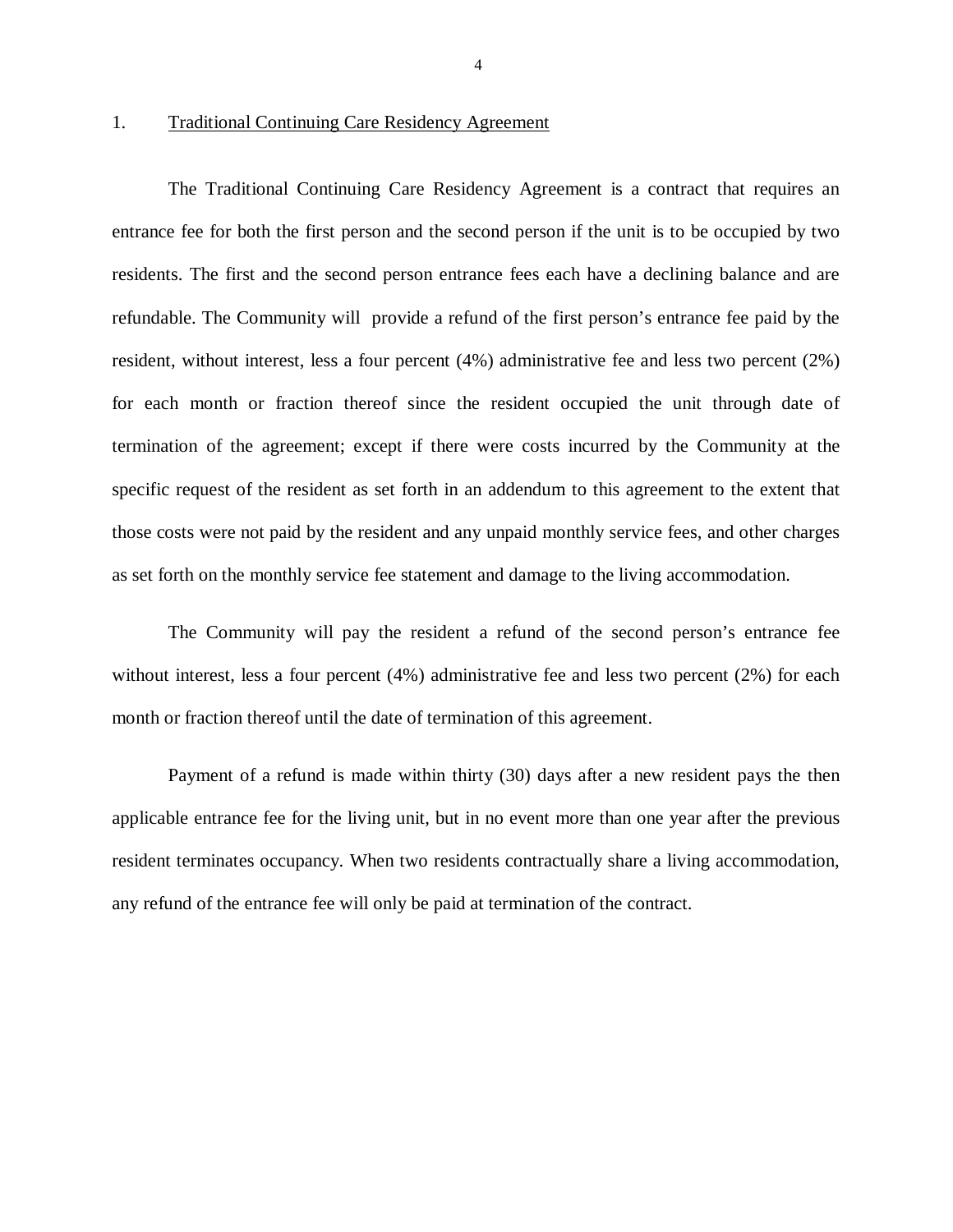1. <u>Traditional Continuing Care Residency Agreement</u>

The Traditional Continuing Care Residency Agreement is a contract that requires an entrance fee for both the first person and the second person if the unit is to be occupied by two residents. The first and the second person entrance fees each have a declining balance and are refundable. The Community will provide a refund of the first person's entrance fee paid by the resident, without interest, less a four percent (4%) administrative fee and less two percent (2%) for each month or fraction thereof since the resident occupied the unit through date of termination of the agreement; except if there were costs incurred by the Community at the specific request of the resident as set forth in an addendum to this agreement to the extent that those costs were not paid by the resident and any unpaid monthly service fees, and other charges as set forth on the monthly service fee statement and damage to the living accommodation.

The Community will pay the resident a refund of the second person's entrance fee without interest, less a four percent (4%) administrative fee and less two percent (2%) for each month or fraction thereof until the date of termination of this agreement.

Payment of a refund is made within thirty (30) days after a new resident pays the then applicable entrance fee for the living unit, but in no event more than one year after the previous resident terminates occupancy. When two residents contractually share a living accommodation, any refund of the entrance fee will only be paid at termination of the contract.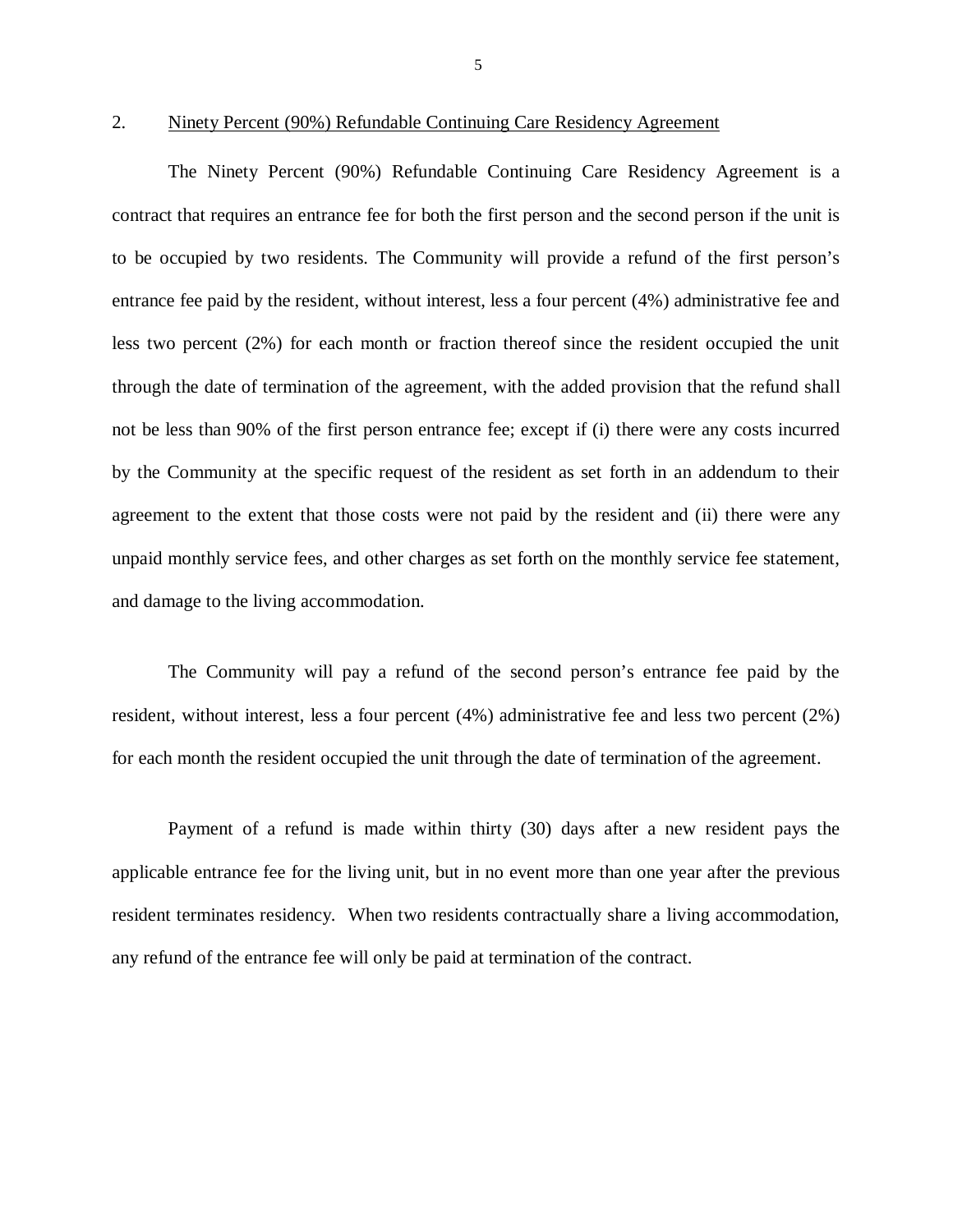2. Ninety Percent (90%) Refundable Continuing Care Residency Agreement

The Ninety Percent (90%) Refundable Continuing Care Residency Agreement is a contract that requires an entrance fee for both the first person and the second person if the unit is to be occupied by two residents. The Community will provide a refund of the first person's entrance fee paid by the resident, without interest, less a four percent (4%) administrative fee and less two percent (2%) for each month or fraction thereof since the resident occupied the unit through the date of termination of the agreement, with the added provision that the refund shall not be less than 90% of the first person entrance fee; except if (i) there were any costs incurred by the Community at the specific request of the resident as set forth in an addendum to their agreement to the extent that those costs were not paid by the resident and (ii) there were any unpaid monthly service fees, and other charges as set forth on the monthly service fee statement, and damage to the living accommodation.

The Community will pay a refund of the second person's entrance fee paid by the resident, without interest, less a four percent (4%) administrative fee and less two percent (2%) for each month the resident occupied the unit through the date of termination of the agreement.

Payment of a refund is made within thirty (30) days after a new resident pays the applicable entrance fee for the living unit, but in no event more than one year after the previous resident terminates residency. When two residents contractually share a living accommodation, any refund of the entrance fee will only be paid at termination of the contract.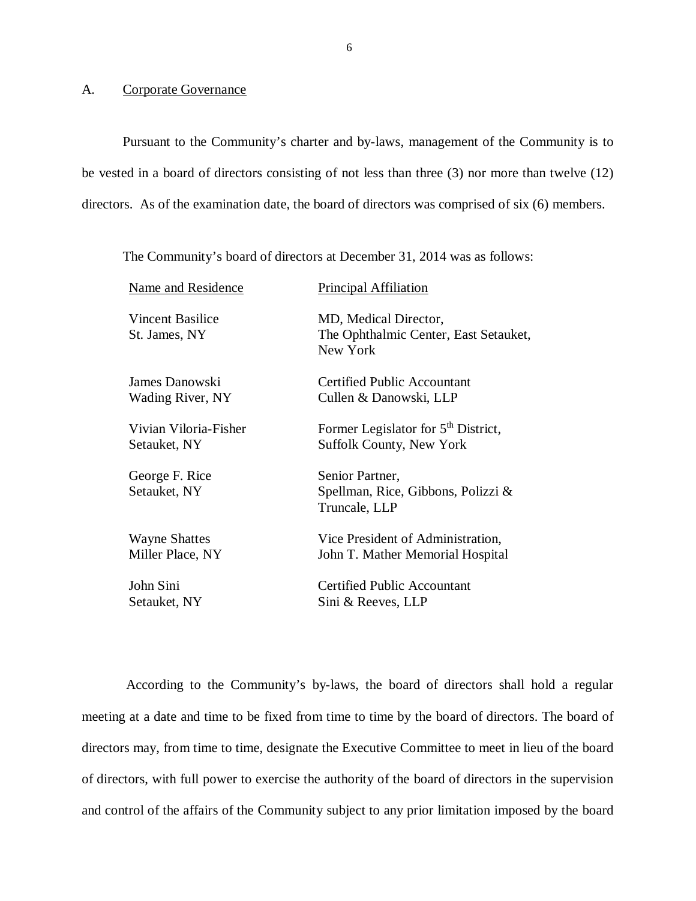## A. Corporate Governance

Pursuant to the Community's charter and by-laws, management of the Community is to be vested in a board of directors consisting of not less than three (3) nor more than twelve (12) directors. As of the examination date, the board of directors was comprised of six (6) members.

The Community's board of directors at December 31, 2014 was as follows:

| Name and Residence | Principal Affiliation |
|---|---|
| Vincent Basilice<br>St. James, NY | MD, Medical Director,<br>The Ophthalmic Center, East Setauket, New York |
| James Danowski<br>Wading River, NY | Certified Public Accountant<br>Cullen & Danowski, LLP |
| Vivian Viloria-Fisher<br>Setauket, NY | Former Legislator for 5th District,<br>Suffolk County, New York |
| George F. Rice<br>Setauket, NY | Senior Partner,<br>Spellman, Rice, Gibbons, Polizzi & Truncale, LLP |
| Wayne Shattes<br>Miller Place, NY | Vice President of Administration,<br>John T. Mather Memorial Hospital |
| John Sini<br>Setauket, NY | Certified Public Accountant<br>Sini & Reeves, LLP |

According to the Community's by-laws, the board of directors shall hold a regular meeting at a date and time to be fixed from time to time by the board of directors. The board of directors may, from time to time, designate the Executive Committee to meet in lieu of the board of directors, with full power to exercise the authority of the board of directors in the supervision and control of the affairs of the Community subject to any prior limitation imposed by the board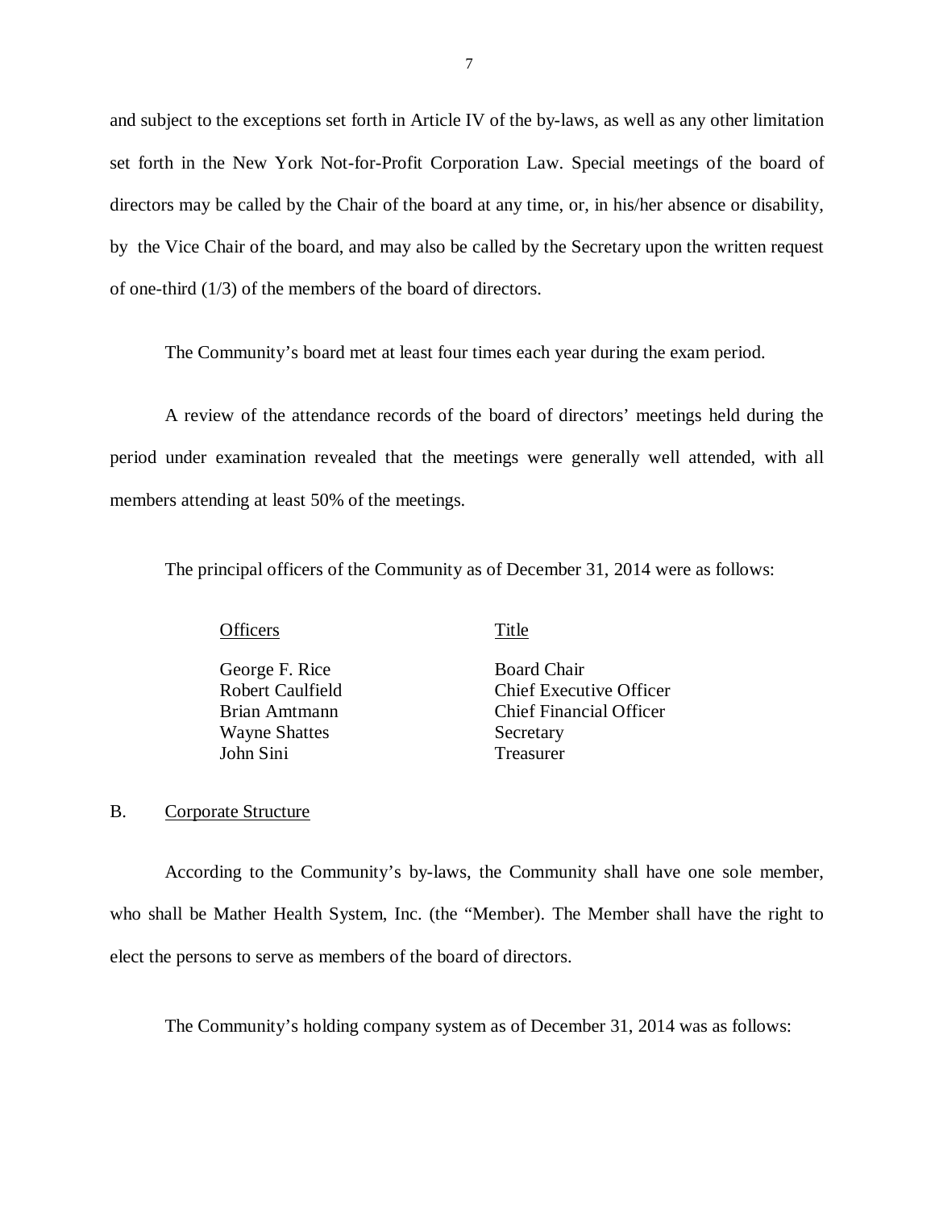and subject to the exceptions set forth in Article IV of the by-laws, as well as any other limitation set forth in the New York Not-for-Profit Corporation Law. Special meetings of the board of directors may be called by the Chair of the board at any time, or, in his/her absence or disability, by the Vice Chair of the board, and may also be called by the Secretary upon the written request of one-third (1/3) of the members of the board of directors.

The Community's board met at least four times each year during the exam period.

A review of the attendance records of the board of directors' meetings held during the period under examination revealed that the meetings were generally well attended, with all members attending at least 50% of the meetings.

The principal officers of the Community as of December 31, 2014 were as follows:

| Officers | Title |
|---|---|
| George F. Rice | Board Chair |
| Robert Caulfield | Chief Executive Officer |
| Brian Amtmann | Chief Financial Officer |
| Wayne Shattes | Secretary |
| John Sini | Treasurer |

## B. Corporate Structure

According to the Community's by-laws, the Community shall have one sole member, who shall be Mather Health System, Inc. (the "Member). The Member shall have the right to elect the persons to serve as members of the board of directors.

The Community's holding company system as of December 31, 2014 was as follows: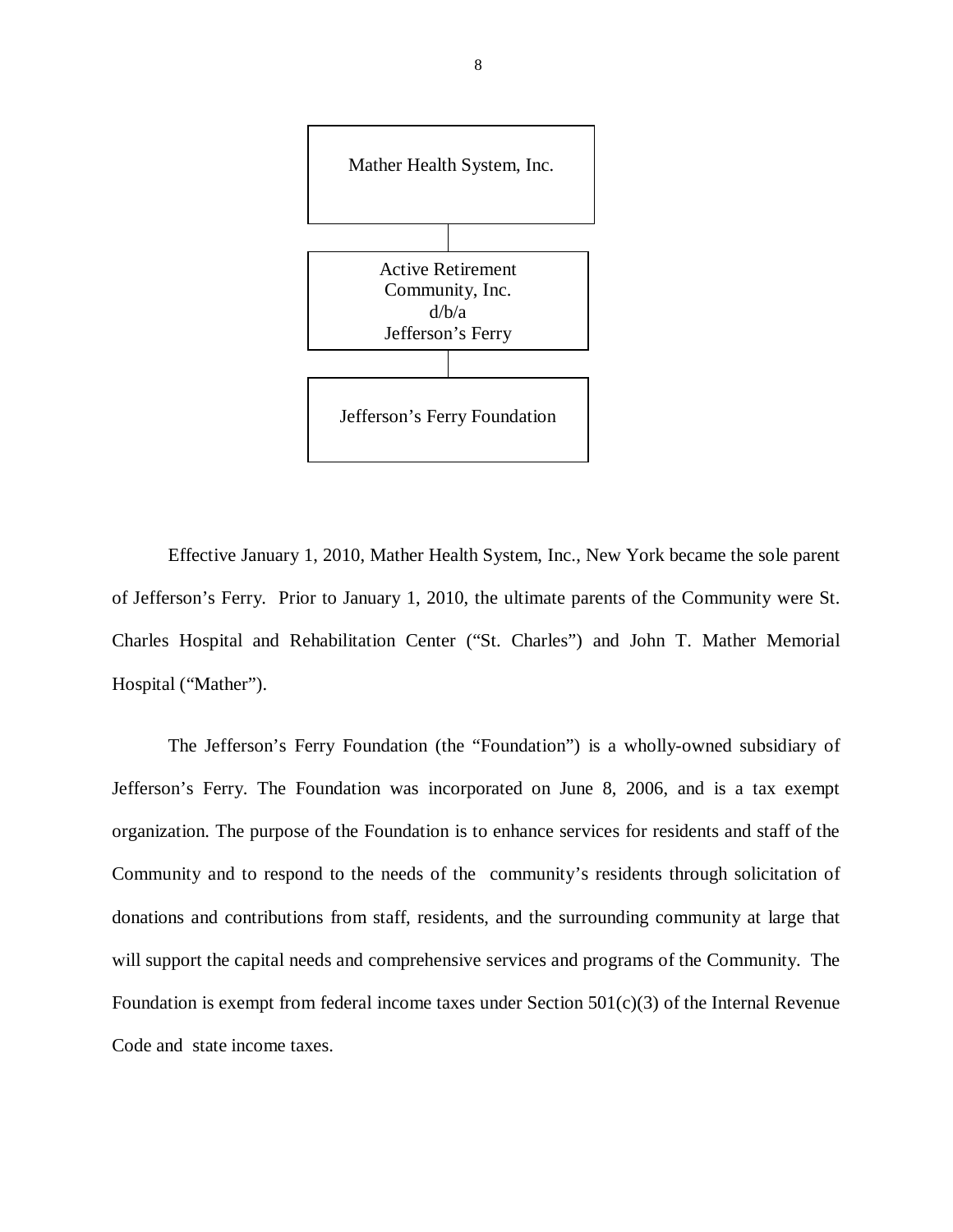Mather Health System, Inc.

Active Retirement Community, Inc. d/b/a Jefferson's Ferry

Jefferson's Ferry Foundation

Effective January 1, 2010, Mather Health System, Inc., New York became the sole parent of Jefferson's Ferry. Prior to January 1, 2010, the ultimate parents of the Community were St. Charles Hospital and Rehabilitation Center ("St. Charles") and John T. Mather Memorial Hospital ("Mather").

The Jefferson's Ferry Foundation (the "Foundation") is a wholly-owned subsidiary of Jefferson's Ferry. The Foundation was incorporated on June 8, 2006, and is a tax exempt organization. The purpose of the Foundation is to enhance services for residents and staff of the Community and to respond to the needs of the community's residents through solicitation of donations and contributions from staff, residents, and the surrounding community at large that will support the capital needs and comprehensive services and programs of the Community. The Foundation is exempt from federal income taxes under Section 501(c)(3) of the Internal Revenue Code and state income taxes.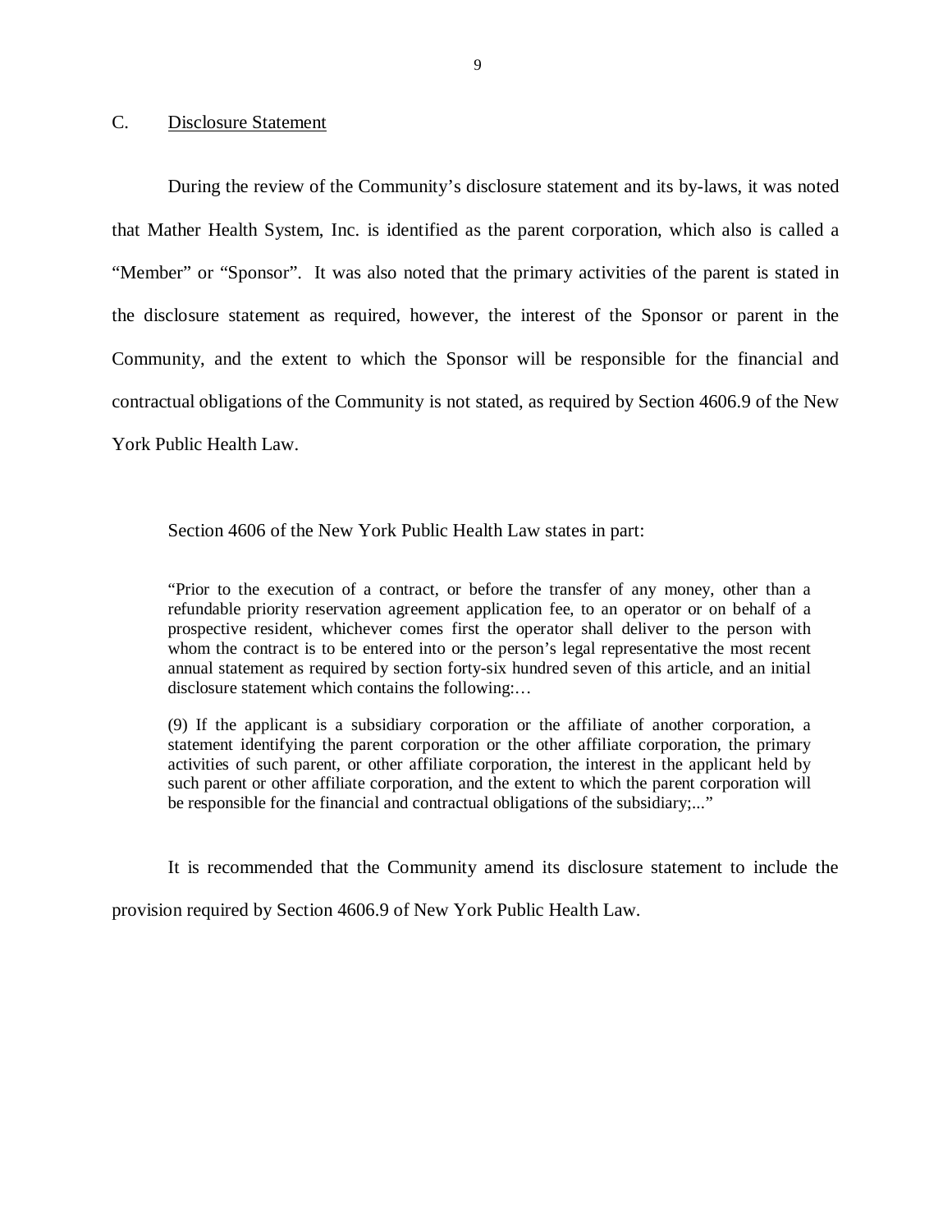## C. Disclosure Statement

During the review of the Community's disclosure statement and its by-laws, it was noted that Mather Health System, Inc. is identified as the parent corporation, which also is called a "Member" or "Sponsor". It was also noted that the primary activities of the parent is stated in the disclosure statement as required, however, the interest of the Sponsor or parent in the Community, and the extent to which the Sponsor will be responsible for the financial and contractual obligations of the Community is not stated, as required by Section 4606.9 of the New York Public Health Law.

Section 4606 of the New York Public Health Law states in part:

> "Prior to the execution of a contract, or before the transfer of any money, other than a refundable priority reservation agreement application fee, to an operator or on behalf of a prospective resident, whichever comes first the operator shall deliver to the person with whom the contract is to be entered into or the person's legal representative the most recent annual statement as required by section forty-six hundred seven of this article, and an initial disclosure statement which contains the following:…
>
> (9) If the applicant is a subsidiary corporation or the affiliate of another corporation, a statement identifying the parent corporation or the other affiliate corporation, the primary activities of such parent, or other affiliate corporation, the interest in the applicant held by such parent or other affiliate corporation, and the extent to which the parent corporation will be responsible for the financial and contractual obligations of the subsidiary;..."

It is recommended that the Community amend its disclosure statement to include the provision required by Section 4606.9 of New York Public Health Law.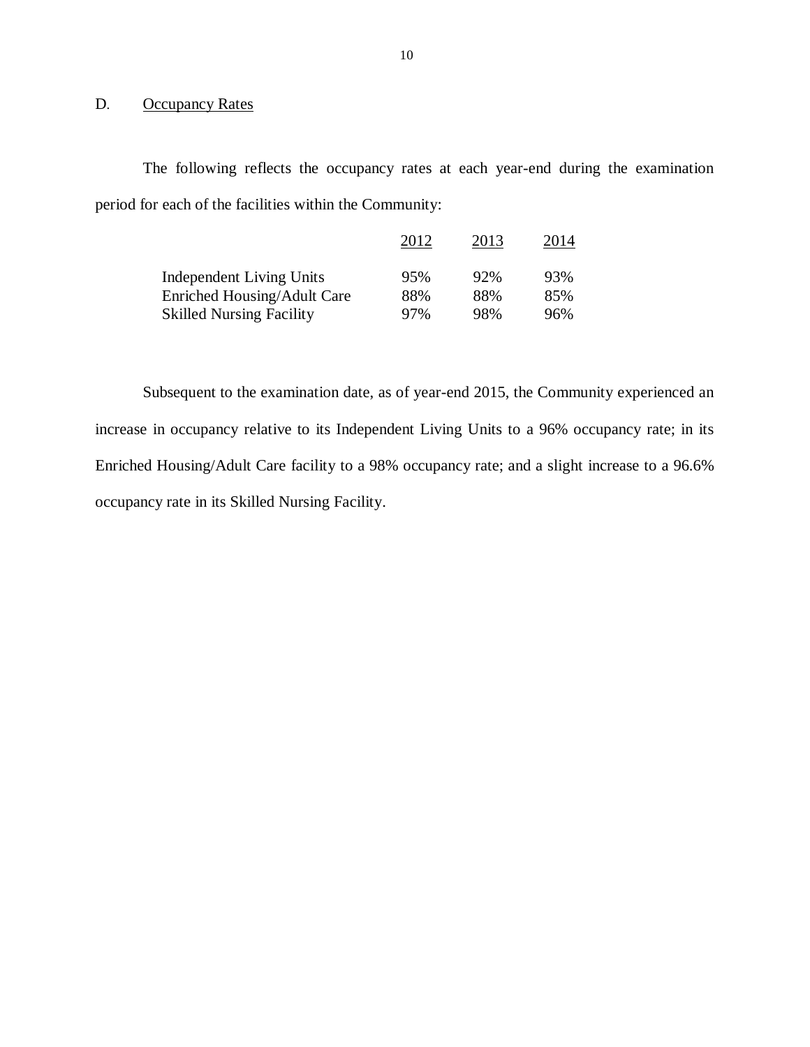## D. Occupancy Rates

The following reflects the occupancy rates at each year-end during the examination period for each of the facilities within the Community:

| | 2012 | 2013 | 2014 |
|---|---|---|---|
| Independent Living Units | 95% | 92% | 93% |
| Enriched Housing/Adult Care | 88% | 88% | 85% |
| Skilled Nursing Facility | 97% | 98% | 96% |

Subsequent to the examination date, as of year-end 2015, the Community experienced an increase in occupancy relative to its Independent Living Units to a 96% occupancy rate; in its Enriched Housing/Adult Care facility to a 98% occupancy rate; and a slight increase to a 96.6% occupancy rate in its Skilled Nursing Facility.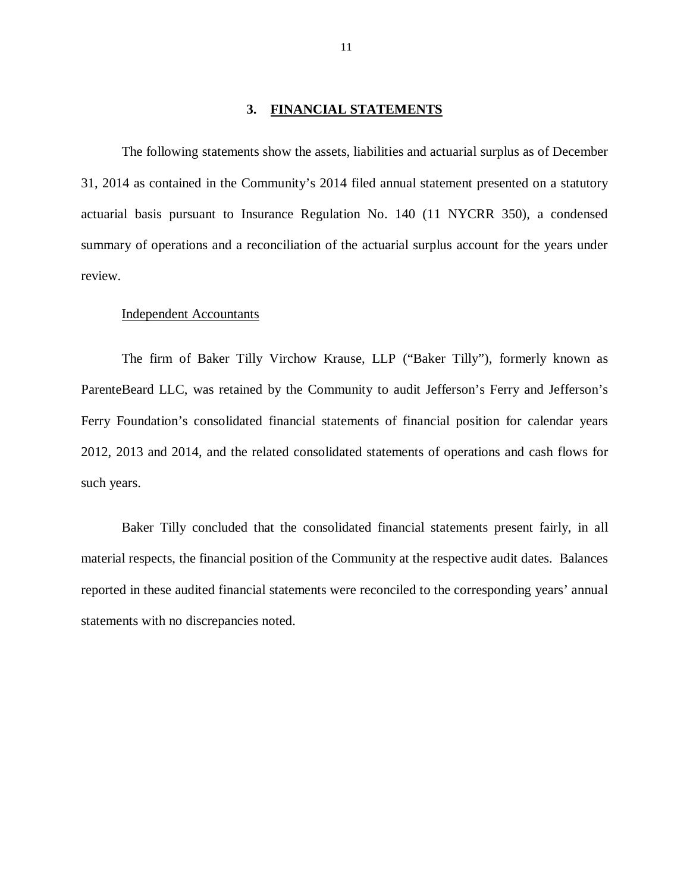## 3. FINANCIAL STATEMENTS

The following statements show the assets, liabilities and actuarial surplus as of December 31, 2014 as contained in the Community's 2014 filed annual statement presented on a statutory actuarial basis pursuant to Insurance Regulation No. 140 (11 NYCRR 350), a condensed summary of operations and a reconciliation of the actuarial surplus account for the years under review.

### Independent Accountants

The firm of Baker Tilly Virchow Krause, LLP ("Baker Tilly"), formerly known as ParenteBeard LLC, was retained by the Community to audit Jefferson's Ferry and Jefferson's Ferry Foundation's consolidated financial statements of financial position for calendar years 2012, 2013 and 2014, and the related consolidated statements of operations and cash flows for such years.

Baker Tilly concluded that the consolidated financial statements present fairly, in all material respects, the financial position of the Community at the respective audit dates. Balances reported in these audited financial statements were reconciled to the corresponding years' annual statements with no discrepancies noted.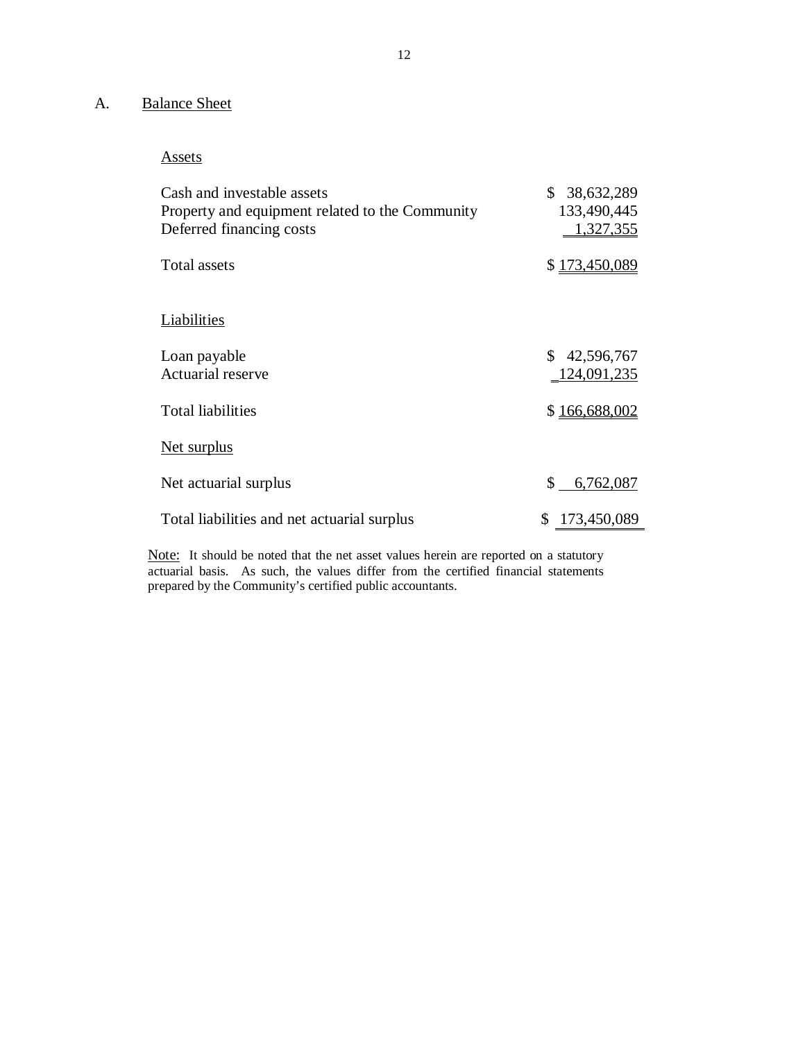## A. Balance Sheet

| Assets | |
|---|---|
| Cash and investable assets | $ 38,632,289 |
| Property and equipment related to the Community | 133,490,445 |
| Deferred financing costs | 1,327,355 |
| Total assets | $ 173,450,089 |
| **Liabilities** | |
| Loan payable | $ 42,596,767 |
| Actuarial reserve | 124,091,235 |
| Total liabilities | $ 166,688,002 |
| **Net surplus** | |
| Net actuarial surplus | $ 6,762,087 |
| Total liabilities and net actuarial surplus | $ 173,450,089 |

Note: It should be noted that the net asset values herein are reported on a statutory actuarial basis. As such, the values differ from the certified financial statements prepared by the Community's certified public accountants.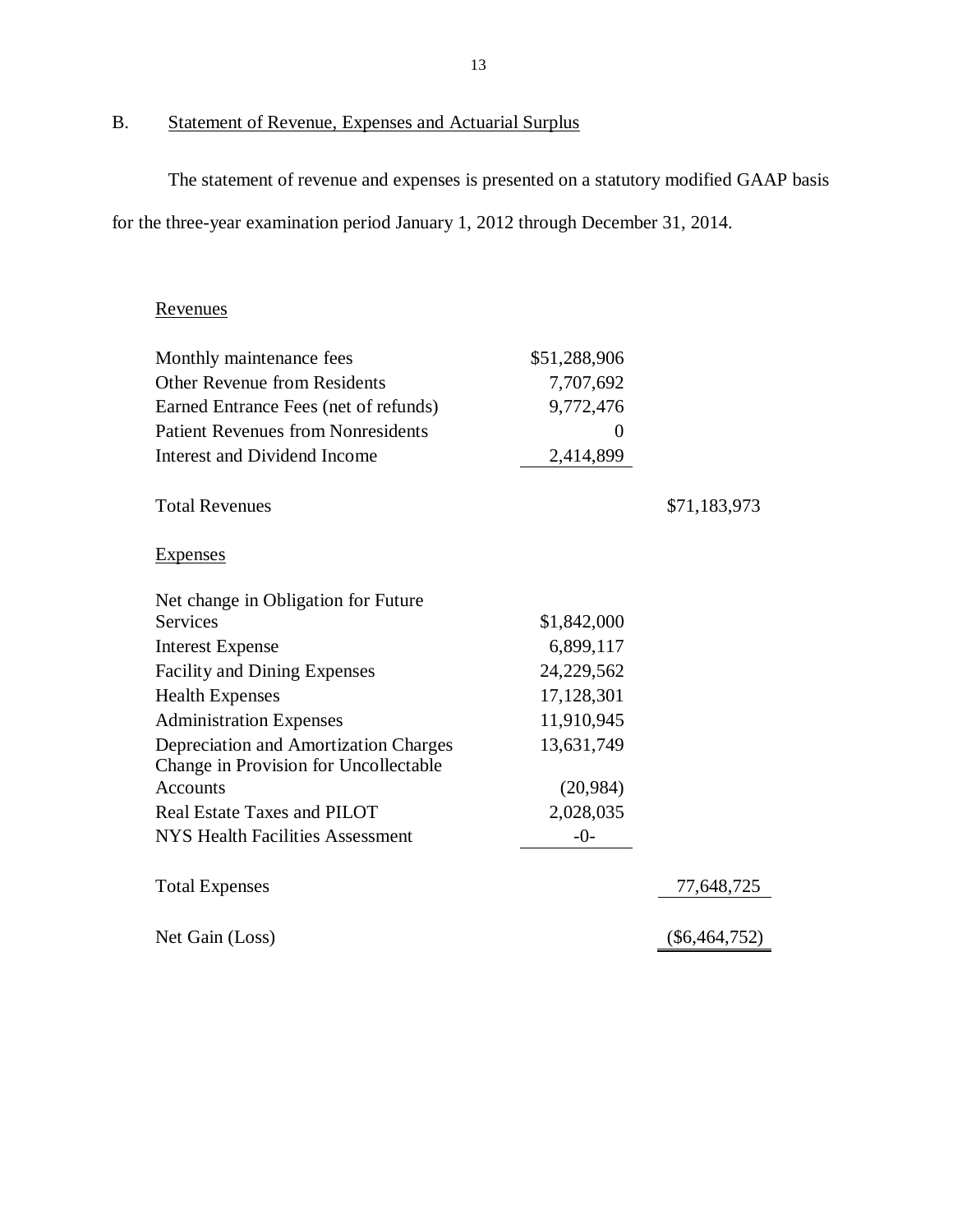B. Statement of Revenue, Expenses and Actuarial Surplus

The statement of revenue and expenses is presented on a statutory modified GAAP basis for the three-year examination period January 1, 2012 through December 31, 2014.

| Revenues | | |
|---|---|---|
| Monthly maintenance fees | $51,288,906 | |
| Other Revenue from Residents | 7,707,692 | |
| Earned Entrance Fees (net of refunds) | 9,772,476 | |
| Patient Revenues from Nonresidents | 0 | |
| Interest and Dividend Income | 2,414,899 | |
| Total Revenues | | $71,183,973 |
| **Expenses** | | |
| Net change in Obligation for Future Services | $1,842,000 | |
| Interest Expense | 6,899,117 | |
| Facility and Dining Expenses | 24,229,562 | |
| Health Expenses | 17,128,301 | |
| Administration Expenses | 11,910,945 | |
| Depreciation and Amortization Charges | 13,631,749 | |
| Change in Provision for Uncollectable Accounts | (20,984) | |
| Real Estate Taxes and PILOT | 2,028,035 | |
| NYS Health Facilities Assessment | -0- | |
| Total Expenses | | 77,648,725 |
| Net Gain (Loss) | | ($6,464,752) |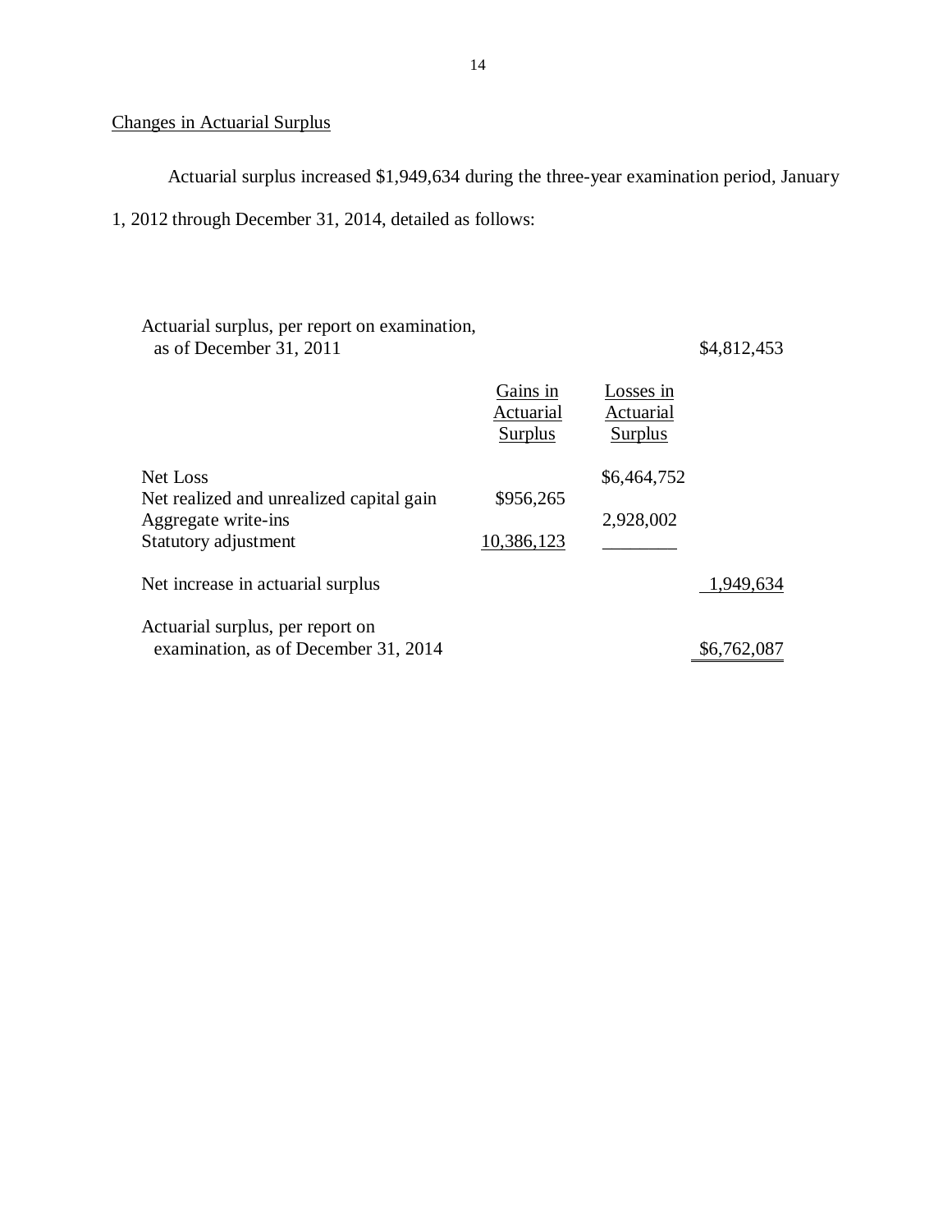## Changes in Actuarial Surplus

Actuarial surplus increased $1,949,634 during the three-year examination period, January 1, 2012 through December 31, 2014, detailed as follows:

| | Gains in Actuarial Surplus | Losses in Actuarial Surplus | |
|---|---|---|---|
| Actuarial surplus, per report on examination, as of December 31, 2011 | | | $4,812,453 |
| Net Loss | | $6,464,752 | |
| Net realized and unrealized capital gain | $956,265 | | |
| Aggregate write-ins | | 2,928,002 | |
| Statutory adjustment | 10,386,123 | | |
| Net increase in actuarial surplus | | | 1,949,634 |
| Actuarial surplus, per report on examination, as of December 31, 2014 | | | $6,762,087 |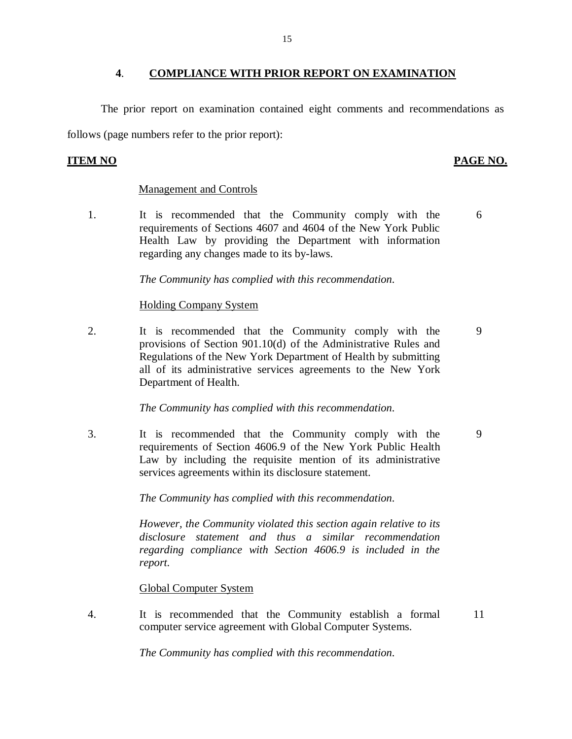## 4. COMPLIANCE WITH PRIOR REPORT ON EXAMINATION

The prior report on examination contained eight comments and recommendations as follows (page numbers refer to the prior report):

| ITEM NO | | PAGE NO. |
|---|---|---|
| | Management and Controls | |
| 1. | It is recommended that the Community comply with the requirements of Sections 4607 and 4604 of the New York Public Health Law by providing the Department with information regarding any changes made to its by-laws.<br><br>*The Community has complied with this recommendation.* | 6 |
| | Holding Company System | |
| 2. | It is recommended that the Community comply with the provisions of Section 901.10(d) of the Administrative Rules and Regulations of the New York Department of Health by submitting all of its administrative services agreements to the New York Department of Health.<br><br>*The Community has complied with this recommendation.* | 9 |
| 3. | It is recommended that the Community comply with the requirements of Section 4606.9 of the New York Public Health Law by including the requisite mention of its administrative services agreements within its disclosure statement.<br><br>*The Community has complied with this recommendation.*<br><br>*However, the Community violated this section again relative to its disclosure statement and thus a similar recommendation regarding compliance with Section 4606.9 is included in the report.* | 9 |
| | Global Computer System | |
| 4. | It is recommended that the Community establish a formal computer service agreement with Global Computer Systems.<br><br>*The Community has complied with this recommendation.* | 11 |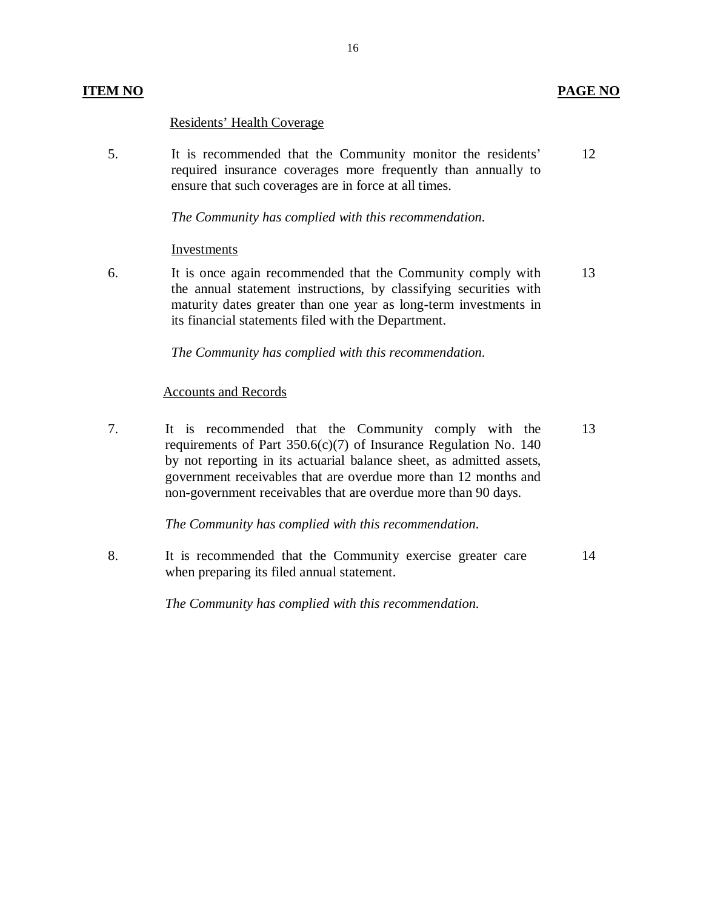| ITEM NO | | PAGE NO |
|---|---|---|
| | Residents' Health Coverage | |
| 5. | It is recommended that the Community monitor the residents' required insurance coverages more frequently than annually to ensure that such coverages are in force at all times.<br><br>*The Community has complied with this recommendation.* | 12 |
| | Investments | |
| 6. | It is once again recommended that the Community comply with the annual statement instructions, by classifying securities with maturity dates greater than one year as long-term investments in its financial statements filed with the Department.<br><br>*The Community has complied with this recommendation.* | 13 |
| | Accounts and Records | |
| 7. | It is recommended that the Community comply with the requirements of Part 350.6(c)(7) of Insurance Regulation No. 140 by not reporting in its actuarial balance sheet, as admitted assets, government receivables that are overdue more than 12 months and non-government receivables that are overdue more than 90 days.<br><br>*The Community has complied with this recommendation.* | 13 |
| 8. | It is recommended that the Community exercise greater care when preparing its filed annual statement.<br><br>*The Community has complied with this recommendation.* | 14 |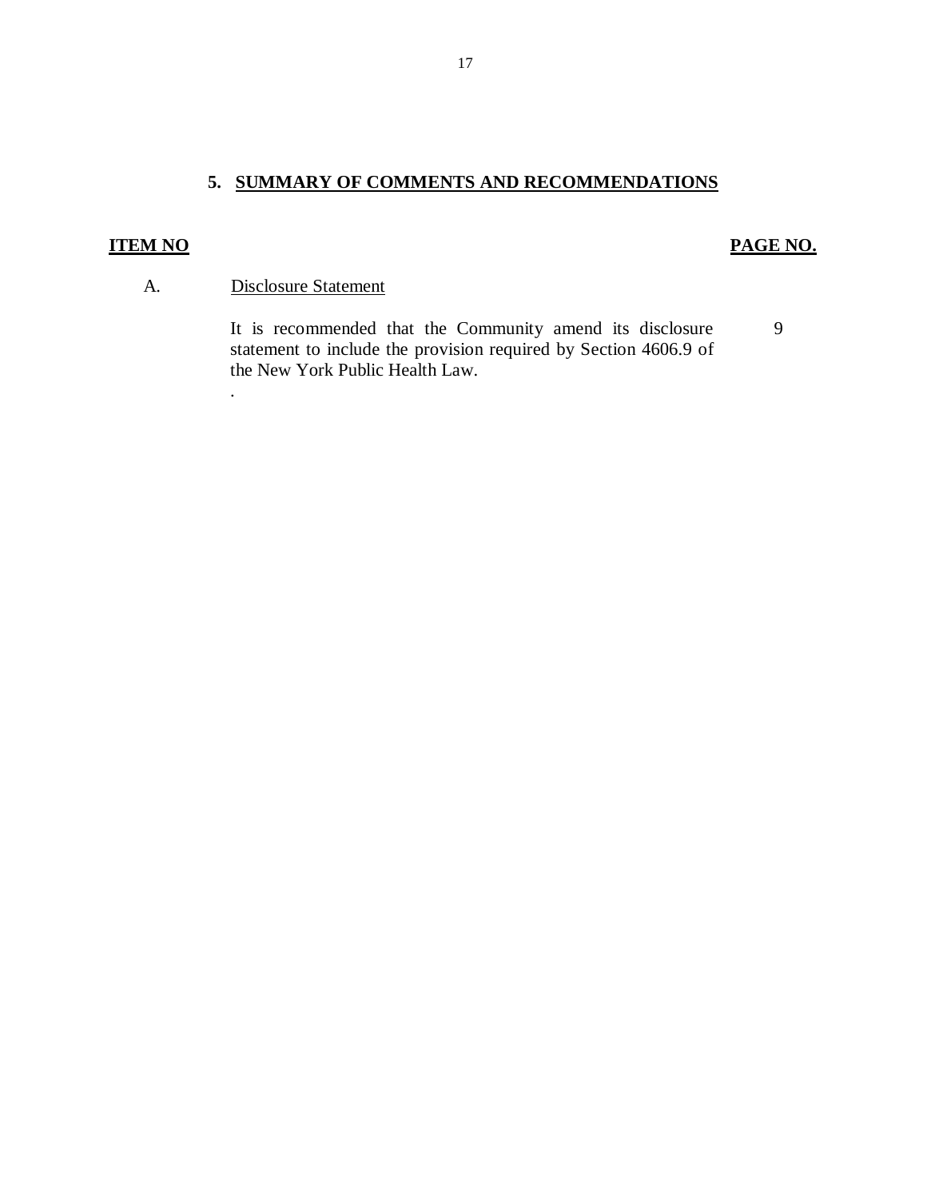## 5. SUMMARY OF COMMENTS AND RECOMMENDATIONS

| ITEM NO | | PAGE NO. |
|---|---|---|
| A. | Disclosure Statement | |
| | It is recommended that the Community amend its disclosure statement to include the provision required by Section 4606.9 of the New York Public Health Law. | 9 |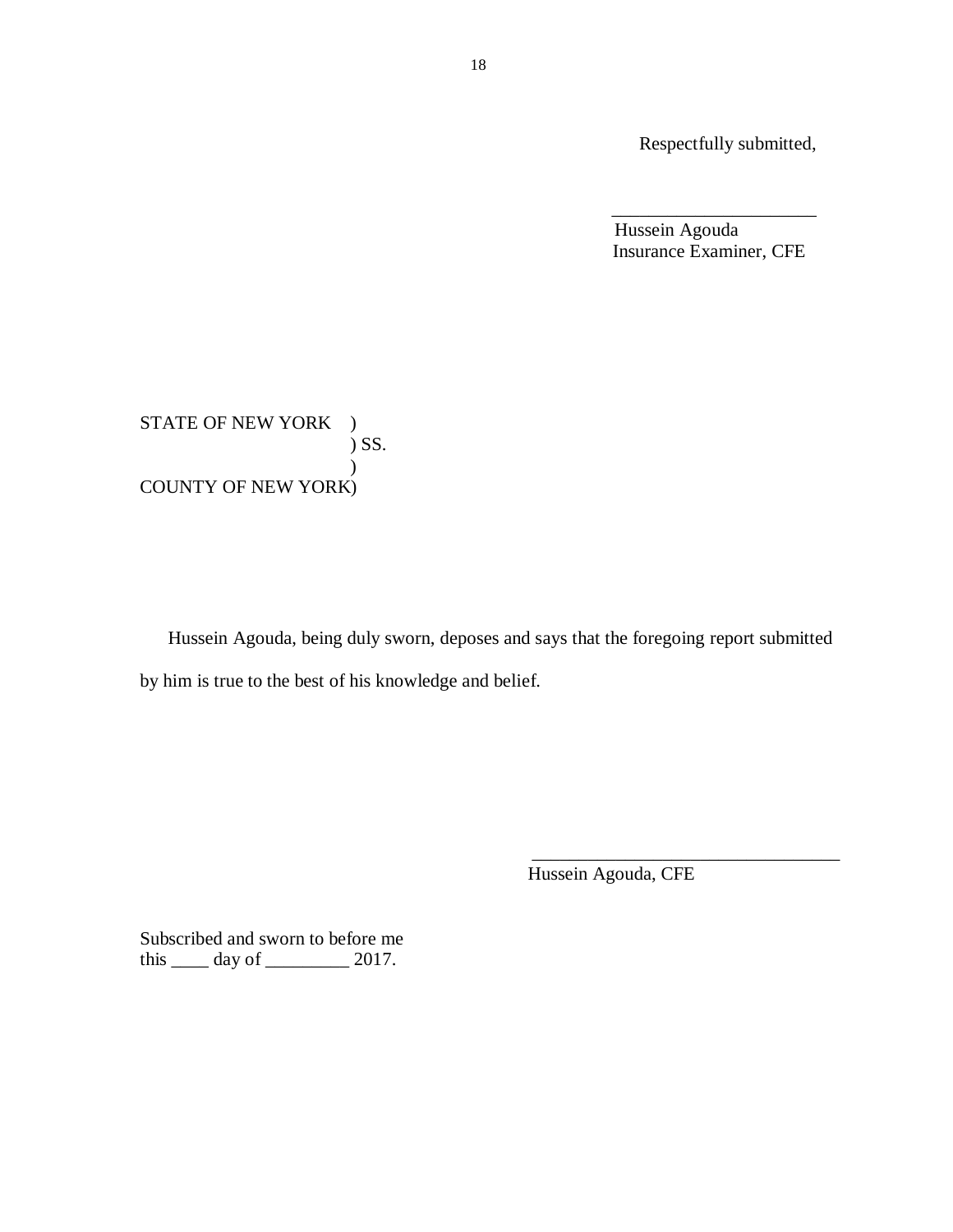Respectfully submitted,

______________________

Hussein Agouda
Insurance Examiner, CFE

STATE OF NEW YORK )
) SS.
)
COUNTY OF NEW YORK)

Hussein Agouda, being duly sworn, deposes and says that the foregoing report submitted by him is true to the best of his knowledge and belief.

_________________________________

Hussein Agouda, CFE

Subscribed and sworn to before me
this ____ day of _________ 2017.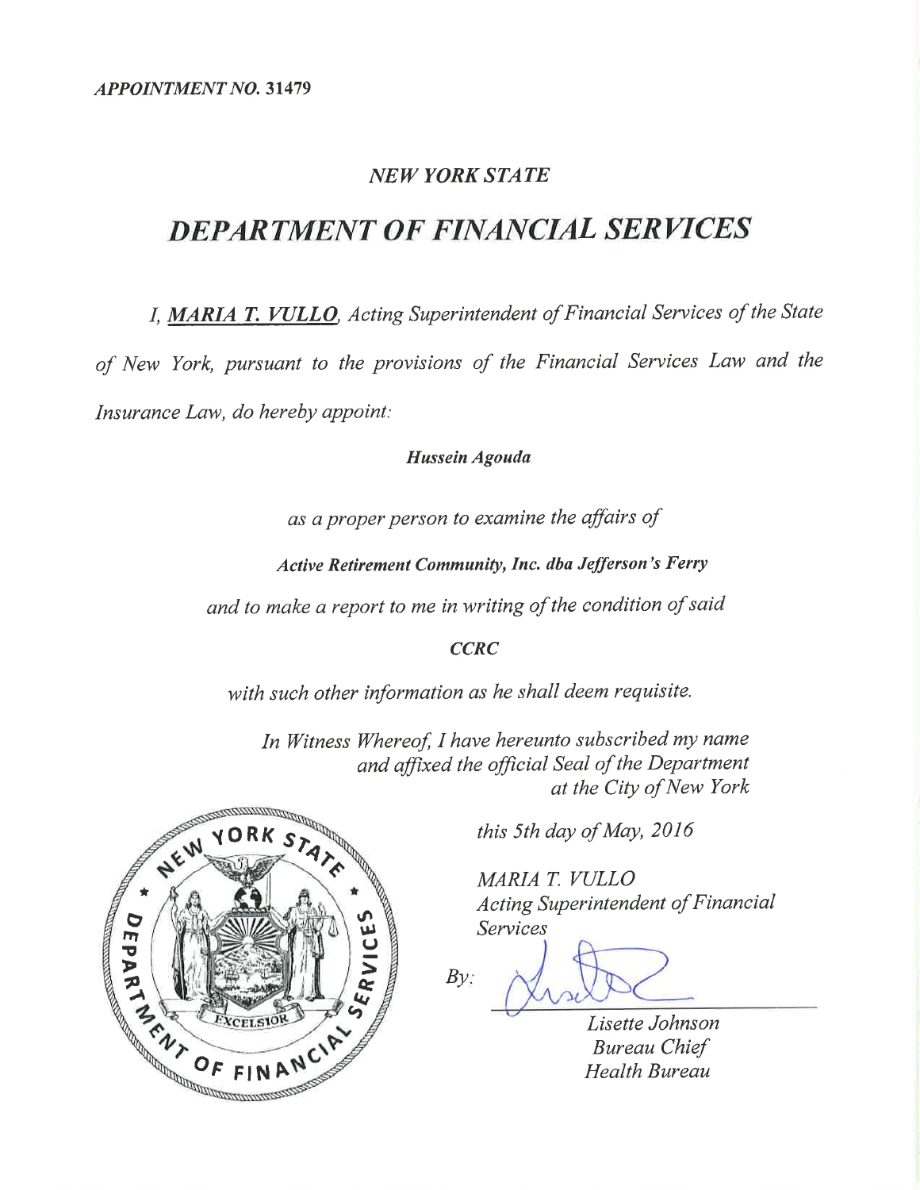*APPOINTMENT NO.* **31479**

## *NEW YORK STATE*

# *DEPARTMENT OF FINANCIAL SERVICES*

*I,* ***MARIA T. VULLO****, Acting Superintendent of Financial Services of the State of New York, pursuant to the provisions of the Financial Services Law and the Insurance Law, do hereby appoint:*

***Hussein Agouda***

*as a proper person to examine the affairs of*

***Active Retirement Community, Inc. dba Jefferson's Ferry***

*and to make a report to me in writing of the condition of said*

***CCRC***

*with such other information as he shall deem requisite.*

*In Witness Whereof, I have hereunto subscribed my name and affixed the official Seal of the Department at the City of New York*

*this 5th day of May, 2016*

*MARIA T. VULLO*
*Acting Superintendent of Financial Services*

*By:*

*Lisette Johnson*
*Bureau Chief*
*Health Bureau*

NEW YORK STATE DEPARTMENT OF FINANCIAL SERVICES
EXCELSIOR